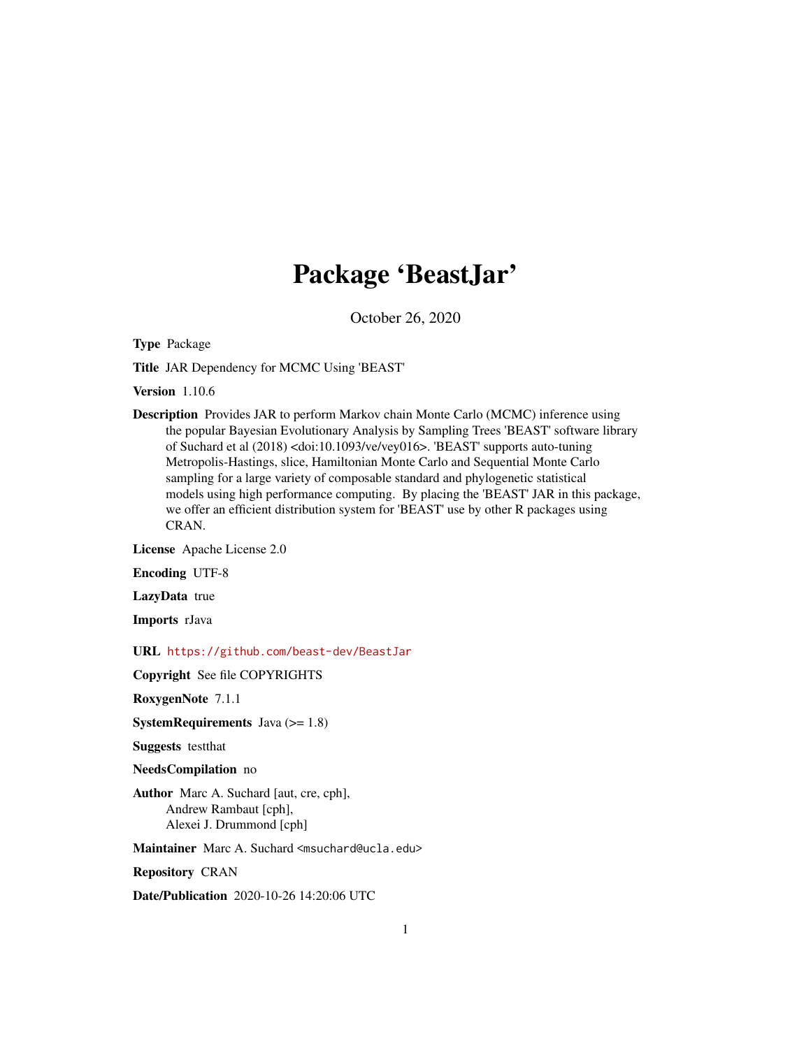# Package 'BeastJar'

October 26, 2020

**Type** Package

**Title** JAR Dependency for MCMC Using 'BEAST'

**Version** 1.10.6

**Description** Provides JAR to perform Markov chain Monte Carlo (MCMC) inference using the popular Bayesian Evolutionary Analysis by Sampling Trees 'BEAST' software library of Suchard et al (2018) <doi:10.1093/ve/vey016>. 'BEAST' supports auto-tuning Metropolis-Hastings, slice, Hamiltonian Monte Carlo and Sequential Monte Carlo sampling for a large variety of composable standard and phylogenetic statistical models using high performance computing. By placing the 'BEAST' JAR in this package, we offer an efficient distribution system for 'BEAST' use by other R packages using CRAN.

**License** Apache License 2.0

**Encoding** UTF-8

**LazyData** true

**Imports** rJava

**URL** https://github.com/beast-dev/BeastJar

**Copyright** See file COPYRIGHTS

**RoxygenNote** 7.1.1

**SystemRequirements** Java (>= 1.8)

**Suggests** testthat

**NeedsCompilation** no

**Author** Marc A. Suchard [aut, cre, cph],
Andrew Rambaut [cph],
Alexei J. Drummond [cph]

**Maintainer** Marc A. Suchard <msuchard@ucla.edu>

**Repository** CRAN

**Date/Publication** 2020-10-26 14:20:06 UTC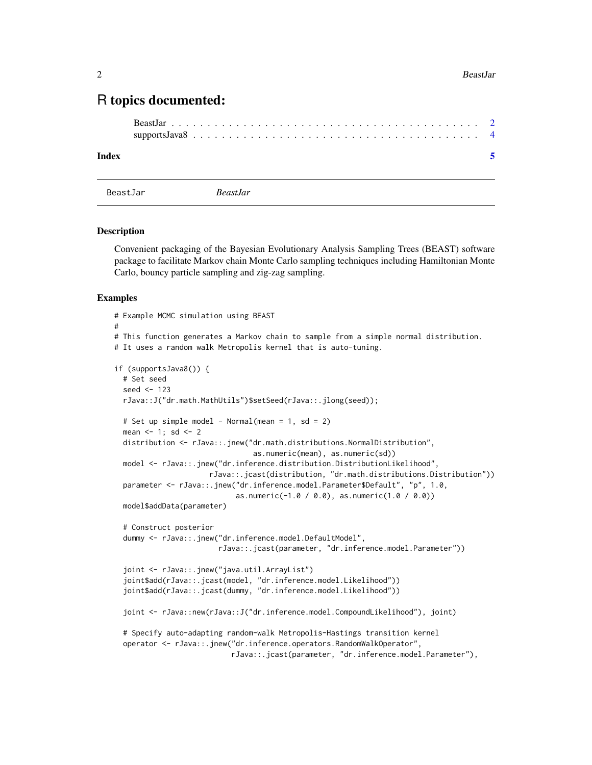# R topics documented:

BeastJar . . . . . . . . . . . . . . . . . . . . . . . . . . . . . . . . . . . . . . . . . . . 2
supportsJava8 . . . . . . . . . . . . . . . . . . . . . . . . . . . . . . . . . . . . . . . . 4

**Index** **5**

---

BeastJar *BeastJar*

---

## Description

Convenient packaging of the Bayesian Evolutionary Analysis Sampling Trees (BEAST) software package to facilitate Markov chain Monte Carlo sampling techniques including Hamiltonian Monte Carlo, bouncy particle sampling and zig-zag sampling.

## Examples

```
# Example MCMC simulation using BEAST
#
# This function generates a Markov chain to sample from a simple normal distribution.
# It uses a random walk Metropolis kernel that is auto-tuning.

if (supportsJava8()) {
  # Set seed
  seed <- 123
  rJava::J("dr.math.MathUtils")$setSeed(rJava::.jlong(seed));

  # Set up simple model - Normal(mean = 1, sd = 2)
  mean <- 1; sd <- 2
  distribution <- rJava::.jnew("dr.math.distributions.NormalDistribution",
                               as.numeric(mean), as.numeric(sd))
  model <- rJava::.jnew("dr.inference.distribution.DistributionLikelihood",
                    rJava::.jcast(distribution, "dr.math.distributions.Distribution"))
  parameter <- rJava::.jnew("dr.inference.model.Parameter$Default", "p", 1.0,
                           as.numeric(-1.0 / 0.0), as.numeric(1.0 / 0.0))
  model$addData(parameter)

  # Construct posterior
  dummy <- rJava::.jnew("dr.inference.model.DefaultModel",
                      rJava::.jcast(parameter, "dr.inference.model.Parameter"))

  joint <- rJava::.jnew("java.util.ArrayList")
  joint$add(rJava::.jcast(model, "dr.inference.model.Likelihood"))
  joint$add(rJava::.jcast(dummy, "dr.inference.model.Likelihood"))

  joint <- rJava::new(rJava::J("dr.inference.model.CompoundLikelihood"), joint)

  # Specify auto-adapting random-walk Metropolis-Hastings transition kernel
  operator <- rJava::.jnew("dr.inference.operators.RandomWalkOperator",
                         rJava::.jcast(parameter, "dr.inference.model.Parameter"),
```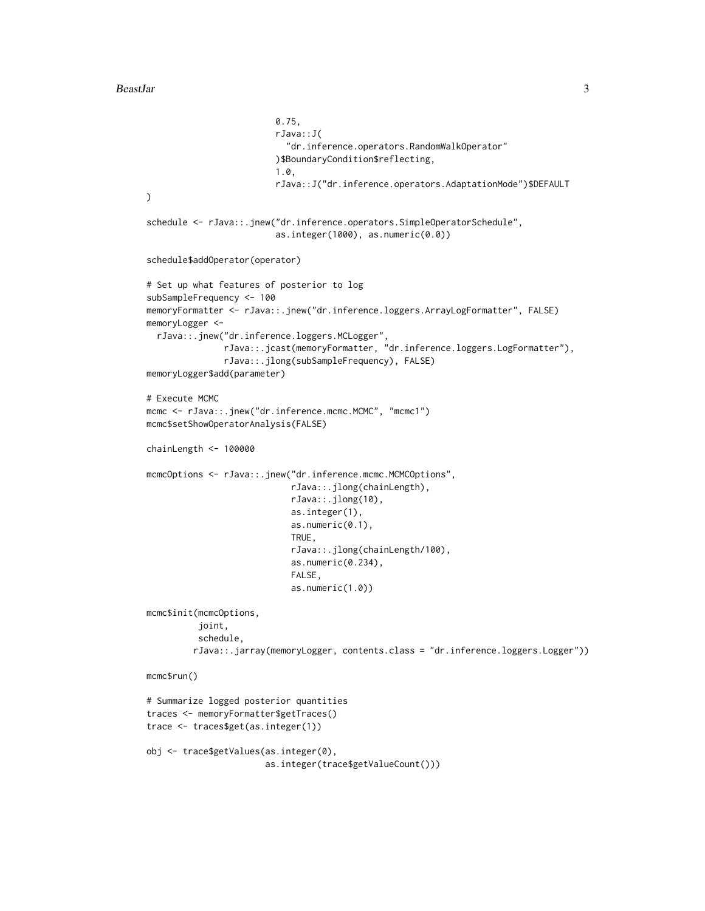```
                          0.75,
                          rJava::J(
                            "dr.inference.operators.RandomWalkOperator"
                          )$BoundaryCondition$reflecting,
                          1.0,
                          rJava::J("dr.inference.operators.AdaptationMode")$DEFAULT
)

schedule <- rJava::.jnew("dr.inference.operators.SimpleOperatorSchedule",
                          as.integer(1000), as.numeric(0.0))

schedule$addOperator(operator)

# Set up what features of posterior to log
subSampleFrequency <- 100
memoryFormatter <- rJava::.jnew("dr.inference.loggers.ArrayLogFormatter", FALSE)
memoryLogger <-
  rJava::.jnew("dr.inference.loggers.MCLogger",
               rJava::.jcast(memoryFormatter, "dr.inference.loggers.LogFormatter"),
               rJava::.jlong(subSampleFrequency), FALSE)
memoryLogger$add(parameter)

# Execute MCMC
mcmc <- rJava::.jnew("dr.inference.mcmc.MCMC", "mcmc1")
mcmc$setShowOperatorAnalysis(FALSE)

chainLength <- 100000

mcmcOptions <- rJava::.jnew("dr.inference.mcmc.MCMCOptions",
                            rJava::.jlong(chainLength),
                            rJava::.jlong(10),
                            as.integer(1),
                            as.numeric(0.1),
                            TRUE,
                            rJava::.jlong(chainLength/100),
                            as.numeric(0.234),
                            FALSE,
                            as.numeric(1.0))

mcmc$init(mcmcOptions,
          joint,
          schedule,
         rJava::.jarray(memoryLogger, contents.class = "dr.inference.loggers.Logger"))

mcmc$run()

# Summarize logged posterior quantities
traces <- memoryFormatter$getTraces()
trace <- traces$get(as.integer(1))

obj <- trace$getValues(as.integer(0),
                       as.integer(trace$getValueCount()))
```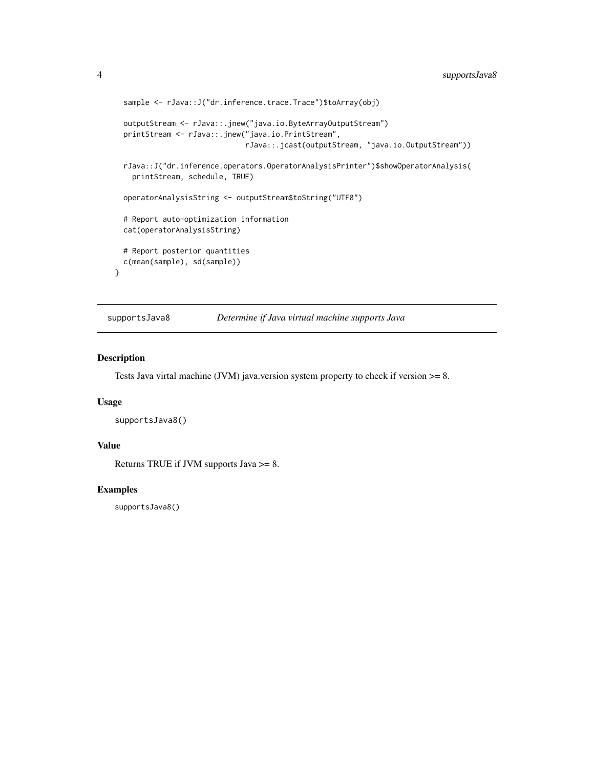```
  sample <- rJava::J("dr.inference.trace.Trace")$toArray(obj)

  outputStream <- rJava::.jnew("java.io.ByteArrayOutputStream")
  printStream <- rJava::.jnew("java.io.PrintStream",
                              rJava::.jcast(outputStream, "java.io.OutputStream"))

  rJava::J("dr.inference.operators.OperatorAnalysisPrinter")$showOperatorAnalysis(
    printStream, schedule, TRUE)

  operatorAnalysisString <- outputStream$toString("UTF8")

  # Report auto-optimization information
  cat(operatorAnalysisString)

  # Report posterior quantities
  c(mean(sample), sd(sample))
}
```

---

## supportsJava8 — *Determine if Java virtual machine supports Java*

### Description

Tests Java virtal machine (JVM) java.version system property to check if version >= 8.

### Usage

```
supportsJava8()
```

### Value

Returns TRUE if JVM supports Java >= 8.

### Examples

```
supportsJava8()
```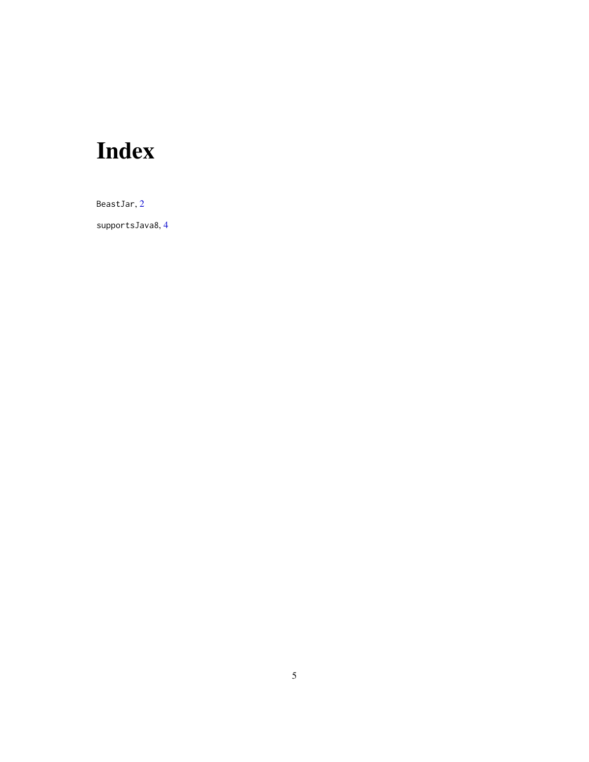# Index

BeastJar, 2

supportsJava8, 4